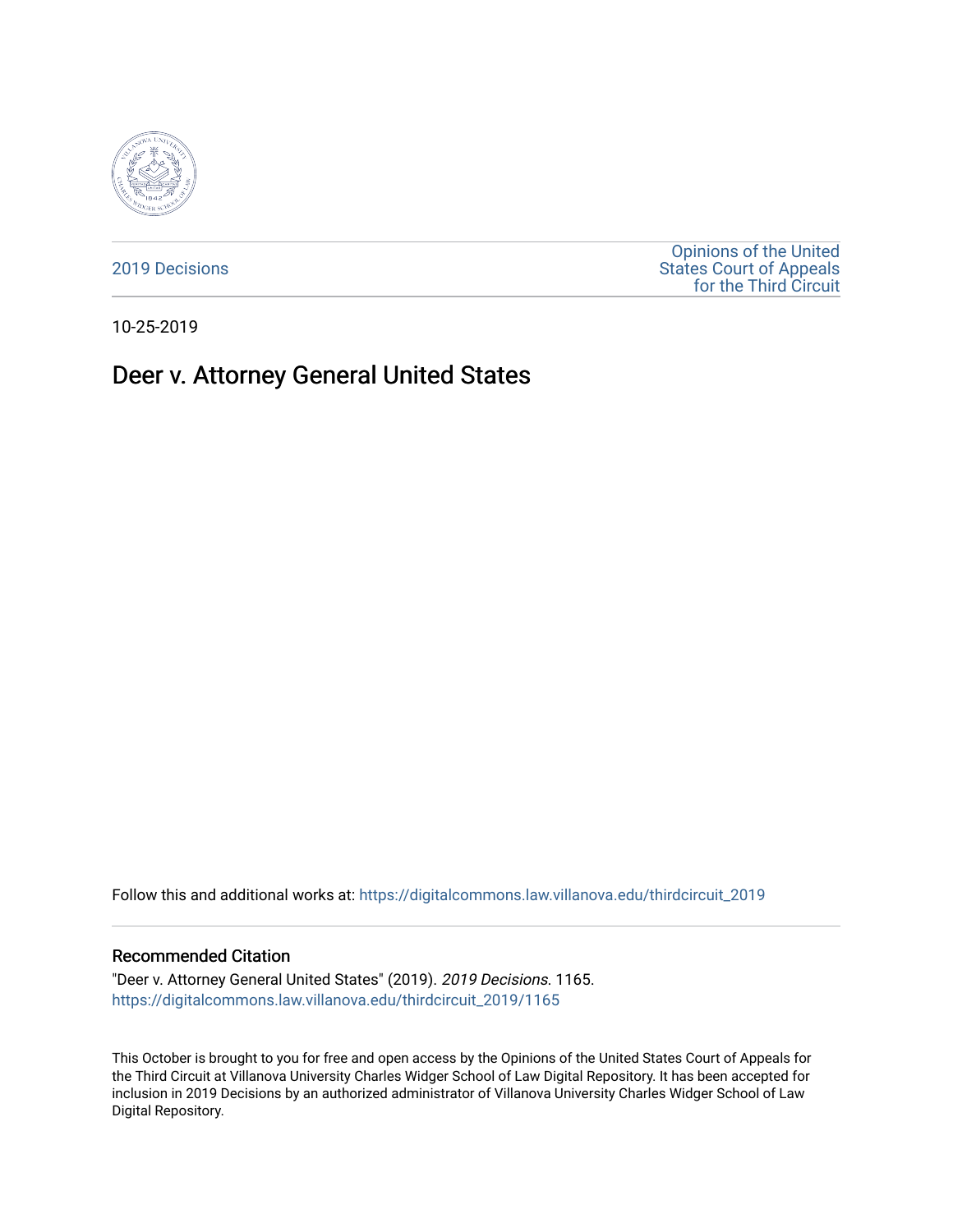2019 Decisions

Opinions of the United States Court of Appeals for the Third Circuit

10-25-2019

# Deer v. Attorney General United States

Follow this and additional works at: https://digitalcommons.law.villanova.edu/thirdcircuit_2019

## Recommended Citation

"Deer v. Attorney General United States" (2019). *2019 Decisions*. 1165.
https://digitalcommons.law.villanova.edu/thirdcircuit_2019/1165

This October is brought to you for free and open access by the Opinions of the United States Court of Appeals for the Third Circuit at Villanova University Charles Widger School of Law Digital Repository. It has been accepted for inclusion in 2019 Decisions by an authorized administrator of Villanova University Charles Widger School of Law Digital Repository.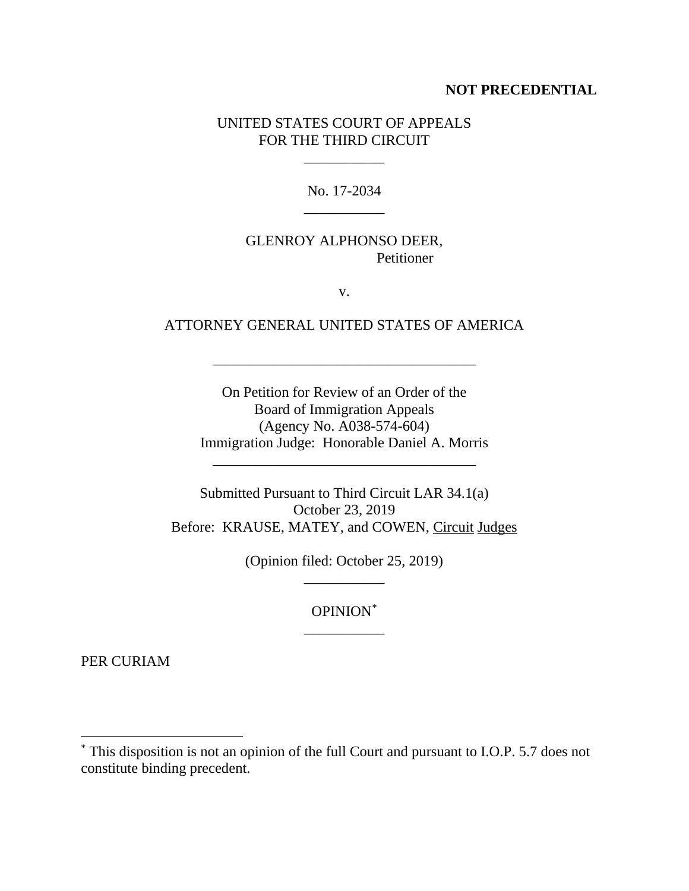**NOT PRECEDENTIAL**

UNITED STATES COURT OF APPEALS
FOR THE THIRD CIRCUIT

___________

No. 17-2034

___________

GLENROY ALPHONSO DEER,
Petitioner

v.

ATTORNEY GENERAL UNITED STATES OF AMERICA

____________________________________

On Petition for Review of an Order of the
Board of Immigration Appeals
(Agency No. A038-574-604)
Immigration Judge: Honorable Daniel A. Morris

____________________________________

Submitted Pursuant to Third Circuit LAR 34.1(a)
October 23, 2019
Before: KRAUSE, MATEY, and COWEN, Circuit Judges

(Opinion filed: October 25, 2019)

___________

OPINION*

___________

PER CURIAM

---

* This disposition is not an opinion of the full Court and pursuant to I.O.P. 5.7 does not constitute binding precedent.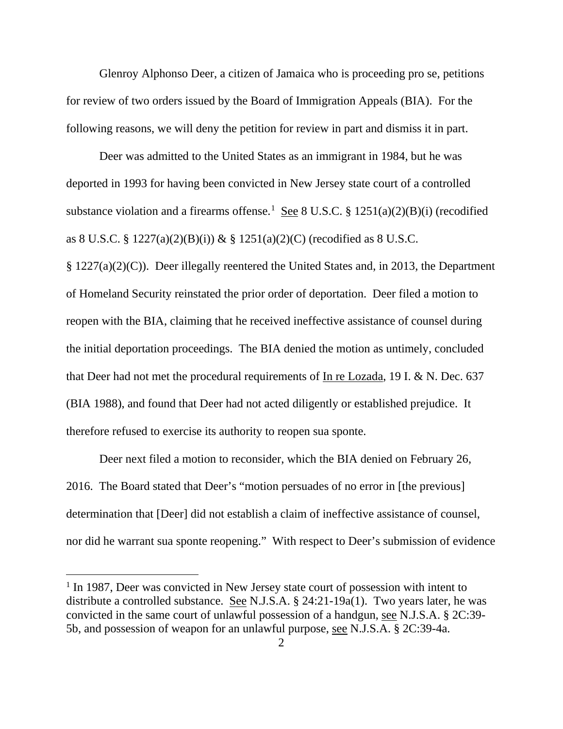Glenroy Alphonso Deer, a citizen of Jamaica who is proceeding pro se, petitions for review of two orders issued by the Board of Immigration Appeals (BIA). For the following reasons, we will deny the petition for review in part and dismiss it in part.

Deer was admitted to the United States as an immigrant in 1984, but he was deported in 1993 for having been convicted in New Jersey state court of a controlled substance violation and a firearms offense.[1] See 8 U.S.C. § 1251(a)(2)(B)(i) (recodified as 8 U.S.C. § 1227(a)(2)(B)(i)) & § 1251(a)(2)(C) (recodified as 8 U.S.C. § 1227(a)(2)(C)). Deer illegally reentered the United States and, in 2013, the Department of Homeland Security reinstated the prior order of deportation. Deer filed a motion to reopen with the BIA, claiming that he received ineffective assistance of counsel during the initial deportation proceedings. The BIA denied the motion as untimely, concluded that Deer had not met the procedural requirements of In re Lozada, 19 I. & N. Dec. 637 (BIA 1988), and found that Deer had not acted diligently or established prejudice. It therefore refused to exercise its authority to reopen sua sponte.

Deer next filed a motion to reconsider, which the BIA denied on February 26, 2016. The Board stated that Deer's "motion persuades of no error in [the previous] determination that [Deer] did not establish a claim of ineffective assistance of counsel, nor did he warrant sua sponte reopening." With respect to Deer's submission of evidence

[1] In 1987, Deer was convicted in New Jersey state court of possession with intent to distribute a controlled substance. See N.J.S.A. § 24:21-19a(1). Two years later, he was convicted in the same court of unlawful possession of a handgun, see N.J.S.A. § 2C:39-5b, and possession of weapon for an unlawful purpose, see N.J.S.A. § 2C:39-4a.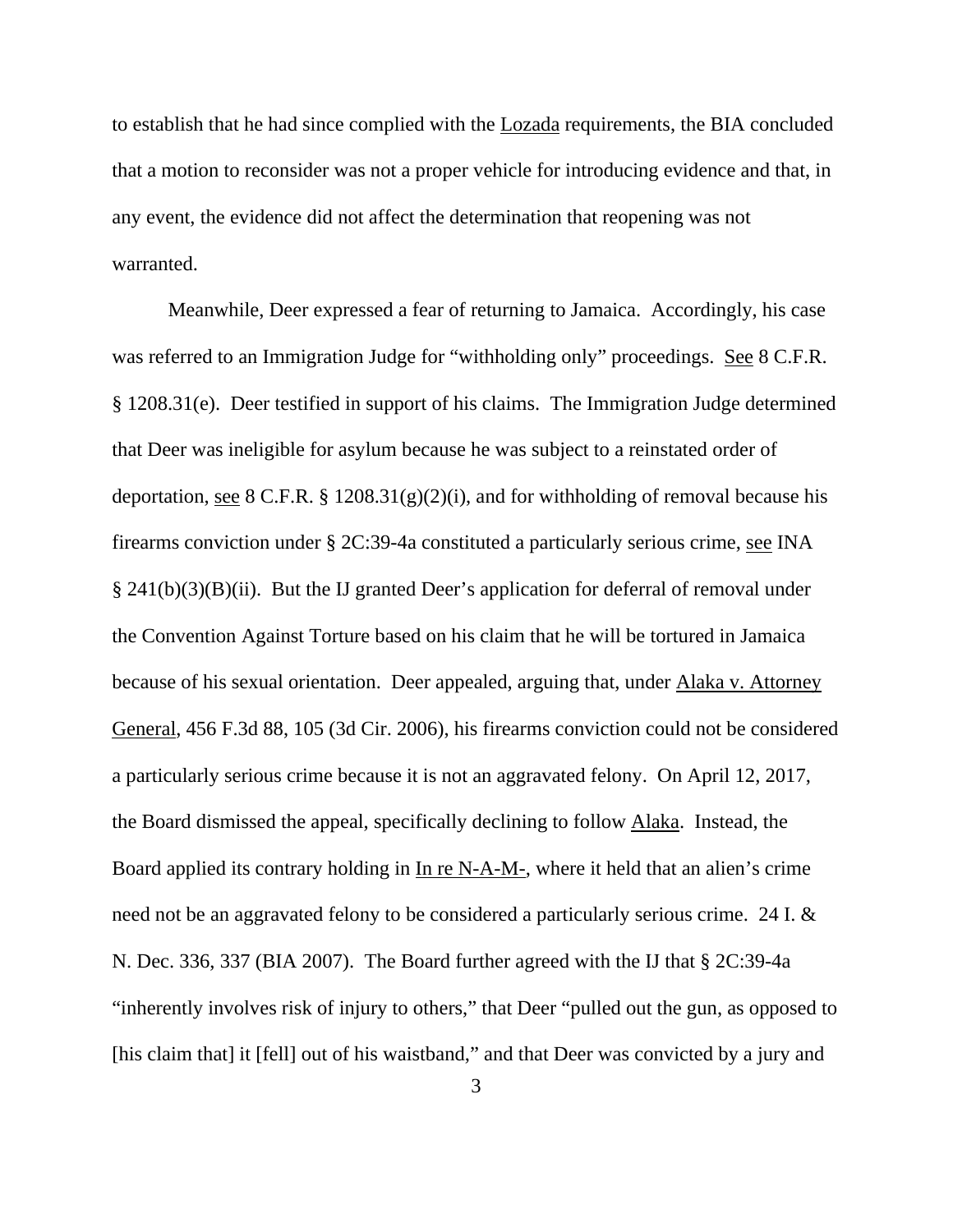to establish that he had since complied with the Lozada requirements, the BIA concluded that a motion to reconsider was not a proper vehicle for introducing evidence and that, in any event, the evidence did not affect the determination that reopening was not warranted.

Meanwhile, Deer expressed a fear of returning to Jamaica. Accordingly, his case was referred to an Immigration Judge for "withholding only" proceedings. See 8 C.F.R. § 1208.31(e). Deer testified in support of his claims. The Immigration Judge determined that Deer was ineligible for asylum because he was subject to a reinstated order of deportation, see 8 C.F.R. § 1208.31(g)(2)(i), and for withholding of removal because his firearms conviction under § 2C:39-4a constituted a particularly serious crime, see INA § 241(b)(3)(B)(ii). But the IJ granted Deer's application for deferral of removal under the Convention Against Torture based on his claim that he will be tortured in Jamaica because of his sexual orientation. Deer appealed, arguing that, under Alaka v. Attorney General, 456 F.3d 88, 105 (3d Cir. 2006), his firearms conviction could not be considered a particularly serious crime because it is not an aggravated felony. On April 12, 2017, the Board dismissed the appeal, specifically declining to follow Alaka. Instead, the Board applied its contrary holding in In re N-A-M-, where it held that an alien's crime need not be an aggravated felony to be considered a particularly serious crime. 24 I. & N. Dec. 336, 337 (BIA 2007). The Board further agreed with the IJ that § 2C:39-4a "inherently involves risk of injury to others," that Deer "pulled out the gun, as opposed to [his claim that] it [fell] out of his waistband," and that Deer was convicted by a jury and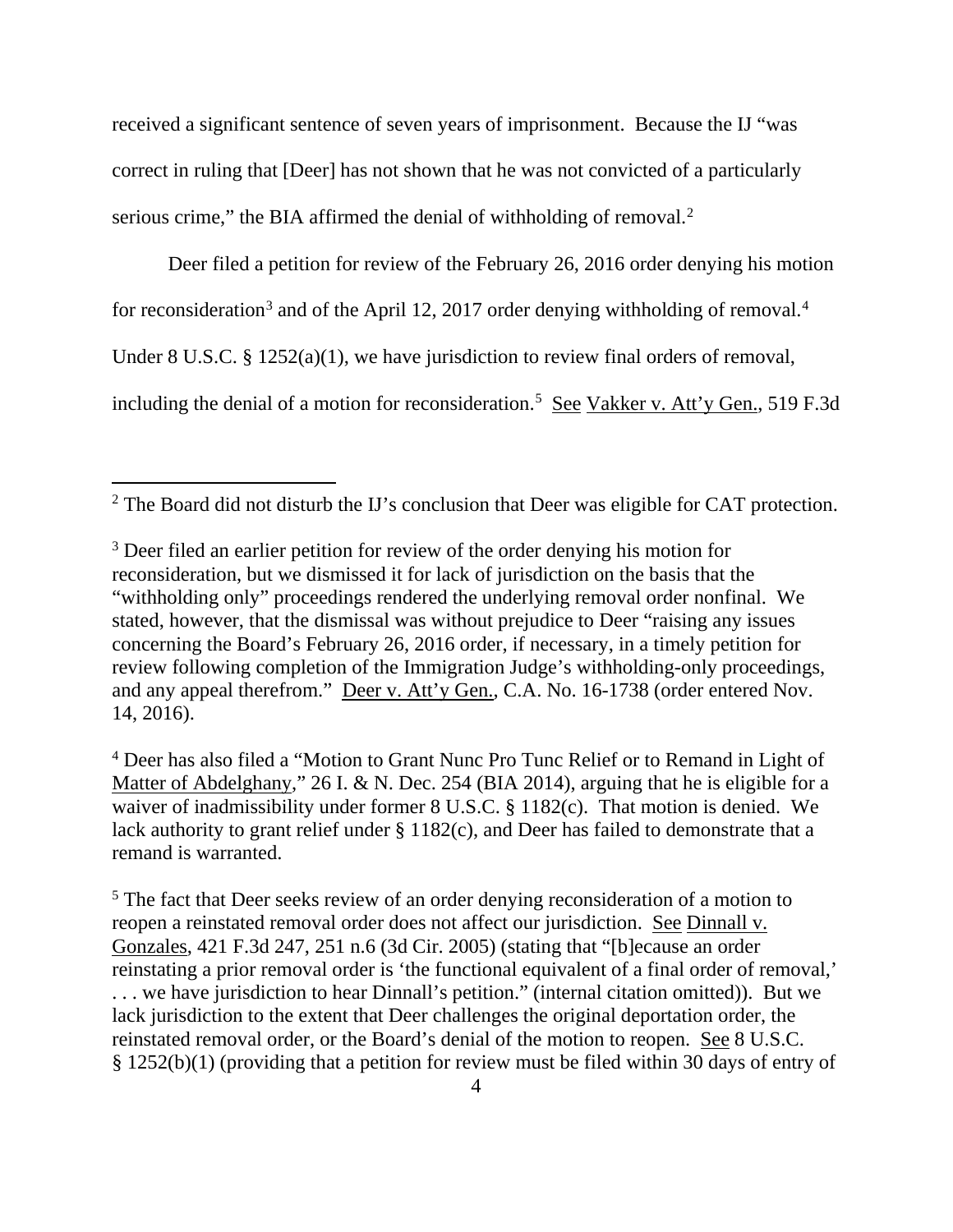received a significant sentence of seven years of imprisonment. Because the IJ "was correct in ruling that [Deer] has not shown that he was not convicted of a particularly serious crime," the BIA affirmed the denial of withholding of removal.[2]

Deer filed a petition for review of the February 26, 2016 order denying his motion for reconsideration[3] and of the April 12, 2017 order denying withholding of removal.[4] Under 8 U.S.C. § 1252(a)(1), we have jurisdiction to review final orders of removal, including the denial of a motion for reconsideration.[5] See Vakker v. Att'y Gen., 519 F.3d

---

[2] The Board did not disturb the IJ's conclusion that Deer was eligible for CAT protection.

[3] Deer filed an earlier petition for review of the order denying his motion for reconsideration, but we dismissed it for lack of jurisdiction on the basis that the "withholding only" proceedings rendered the underlying removal order nonfinal. We stated, however, that the dismissal was without prejudice to Deer "raising any issues concerning the Board's February 26, 2016 order, if necessary, in a timely petition for review following completion of the Immigration Judge's withholding-only proceedings, and any appeal therefrom." Deer v. Att'y Gen., C.A. No. 16-1738 (order entered Nov. 14, 2016).

[4] Deer has also filed a "Motion to Grant Nunc Pro Tunc Relief or to Remand in Light of Matter of Abdelghany," 26 I. & N. Dec. 254 (BIA 2014), arguing that he is eligible for a waiver of inadmissibility under former 8 U.S.C. § 1182(c). That motion is denied. We lack authority to grant relief under § 1182(c), and Deer has failed to demonstrate that a remand is warranted.

[5] The fact that Deer seeks review of an order denying reconsideration of a motion to reopen a reinstated removal order does not affect our jurisdiction. See Dinnall v. Gonzales, 421 F.3d 247, 251 n.6 (3d Cir. 2005) (stating that "[b]ecause an order reinstating a prior removal order is 'the functional equivalent of a final order of removal,' . . . we have jurisdiction to hear Dinnall's petition." (internal citation omitted)). But we lack jurisdiction to the extent that Deer challenges the original deportation order, the reinstated removal order, or the Board's denial of the motion to reopen. See 8 U.S.C. § 1252(b)(1) (providing that a petition for review must be filed within 30 days of entry of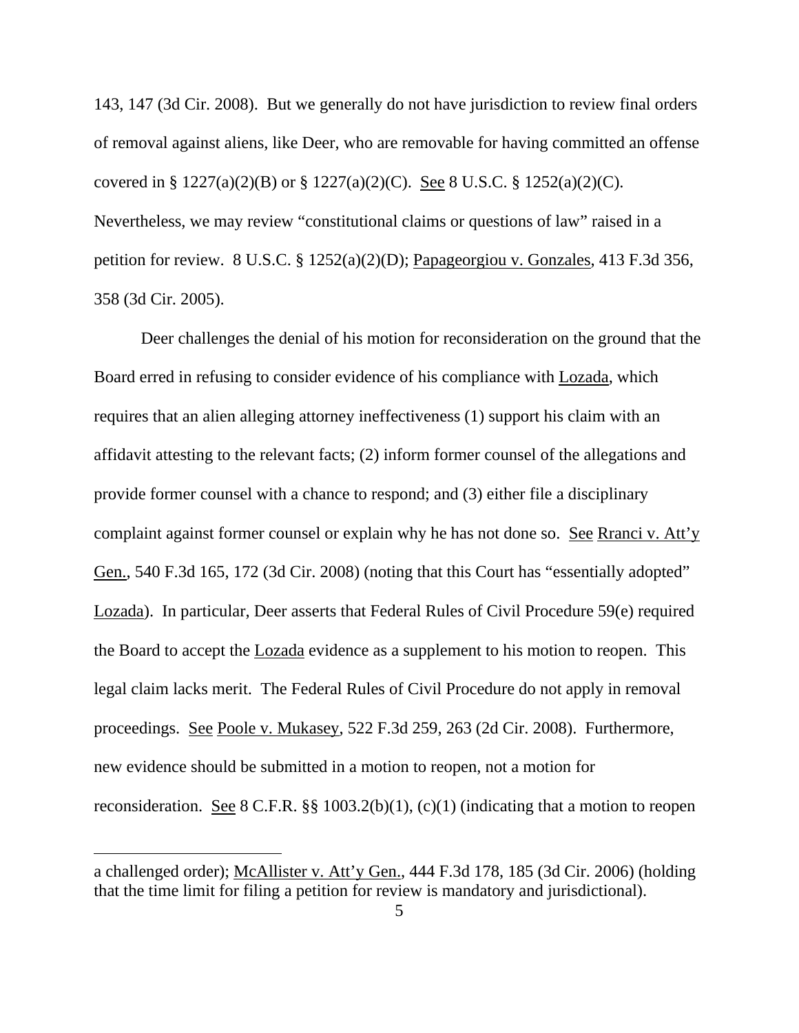143, 147 (3d Cir. 2008). But we generally do not have jurisdiction to review final orders of removal against aliens, like Deer, who are removable for having committed an offense covered in § 1227(a)(2)(B) or § 1227(a)(2)(C). See 8 U.S.C. § 1252(a)(2)(C). Nevertheless, we may review "constitutional claims or questions of law" raised in a petition for review. 8 U.S.C. § 1252(a)(2)(D); Papageorgiou v. Gonzales, 413 F.3d 356, 358 (3d Cir. 2005).

Deer challenges the denial of his motion for reconsideration on the ground that the Board erred in refusing to consider evidence of his compliance with Lozada, which requires that an alien alleging attorney ineffectiveness (1) support his claim with an affidavit attesting to the relevant facts; (2) inform former counsel of the allegations and provide former counsel with a chance to respond; and (3) either file a disciplinary complaint against former counsel or explain why he has not done so. See Rranci v. Att'y Gen., 540 F.3d 165, 172 (3d Cir. 2008) (noting that this Court has "essentially adopted" Lozada). In particular, Deer asserts that Federal Rules of Civil Procedure 59(e) required the Board to accept the Lozada evidence as a supplement to his motion to reopen. This legal claim lacks merit. The Federal Rules of Civil Procedure do not apply in removal proceedings. See Poole v. Mukasey, 522 F.3d 259, 263 (2d Cir. 2008). Furthermore, new evidence should be submitted in a motion to reopen, not a motion for reconsideration. See 8 C.F.R. §§ 1003.2(b)(1), (c)(1) (indicating that a motion to reopen

---

a challenged order); McAllister v. Att'y Gen., 444 F.3d 178, 185 (3d Cir. 2006) (holding that the time limit for filing a petition for review is mandatory and jurisdictional).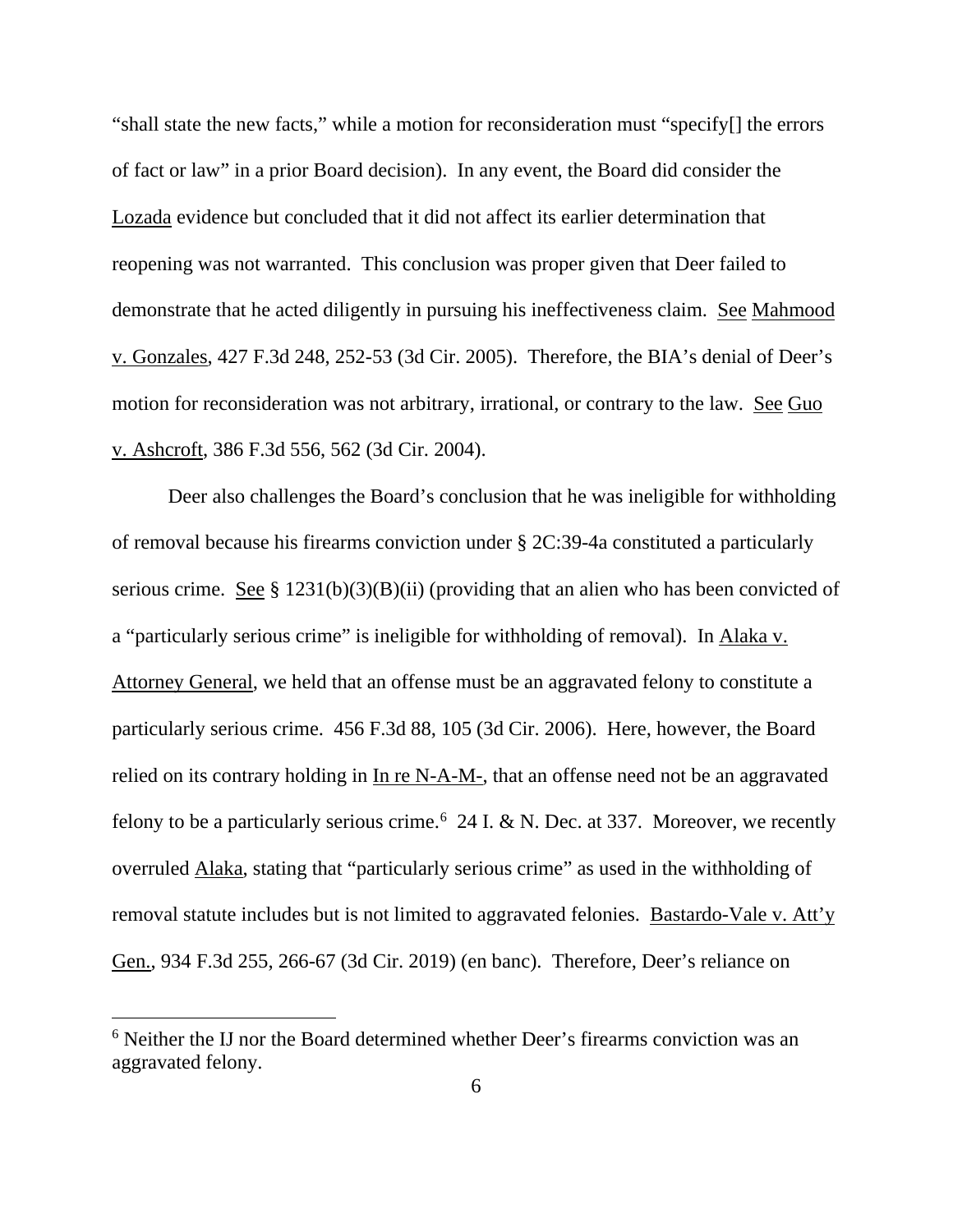"shall state the new facts," while a motion for reconsideration must "specify[] the errors of fact or law" in a prior Board decision). In any event, the Board did consider the Lozada evidence but concluded that it did not affect its earlier determination that reopening was not warranted. This conclusion was proper given that Deer failed to demonstrate that he acted diligently in pursuing his ineffectiveness claim. See Mahmood v. Gonzales, 427 F.3d 248, 252-53 (3d Cir. 2005). Therefore, the BIA's denial of Deer's motion for reconsideration was not arbitrary, irrational, or contrary to the law. See Guo v. Ashcroft, 386 F.3d 556, 562 (3d Cir. 2004).

Deer also challenges the Board's conclusion that he was ineligible for withholding of removal because his firearms conviction under § 2C:39-4a constituted a particularly serious crime. See § 1231(b)(3)(B)(ii) (providing that an alien who has been convicted of a "particularly serious crime" is ineligible for withholding of removal). In Alaka v. Attorney General, we held that an offense must be an aggravated felony to constitute a particularly serious crime. 456 F.3d 88, 105 (3d Cir. 2006). Here, however, the Board relied on its contrary holding in In re N-A-M-, that an offense need not be an aggravated felony to be a particularly serious crime.[6] 24 I. & N. Dec. at 337. Moreover, we recently overruled Alaka, stating that "particularly serious crime" as used in the withholding of removal statute includes but is not limited to aggravated felonies. Bastardo-Vale v. Att'y Gen., 934 F.3d 255, 266-67 (3d Cir. 2019) (en banc). Therefore, Deer's reliance on

[6] Neither the IJ nor the Board determined whether Deer's firearms conviction was an aggravated felony.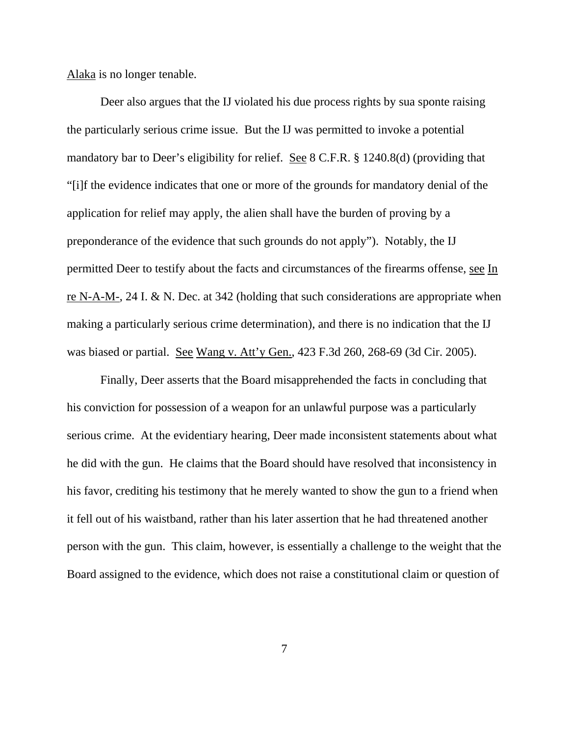Alaka is no longer tenable.

Deer also argues that the IJ violated his due process rights by sua sponte raising the particularly serious crime issue. But the IJ was permitted to invoke a potential mandatory bar to Deer's eligibility for relief. See 8 C.F.R. § 1240.8(d) (providing that "[i]f the evidence indicates that one or more of the grounds for mandatory denial of the application for relief may apply, the alien shall have the burden of proving by a preponderance of the evidence that such grounds do not apply"). Notably, the IJ permitted Deer to testify about the facts and circumstances of the firearms offense, see In re N-A-M-, 24 I. & N. Dec. at 342 (holding that such considerations are appropriate when making a particularly serious crime determination), and there is no indication that the IJ was biased or partial. See Wang v. Att'y Gen., 423 F.3d 260, 268-69 (3d Cir. 2005).

Finally, Deer asserts that the Board misapprehended the facts in concluding that his conviction for possession of a weapon for an unlawful purpose was a particularly serious crime. At the evidentiary hearing, Deer made inconsistent statements about what he did with the gun. He claims that the Board should have resolved that inconsistency in his favor, crediting his testimony that he merely wanted to show the gun to a friend when it fell out of his waistband, rather than his later assertion that he had threatened another person with the gun. This claim, however, is essentially a challenge to the weight that the Board assigned to the evidence, which does not raise a constitutional claim or question of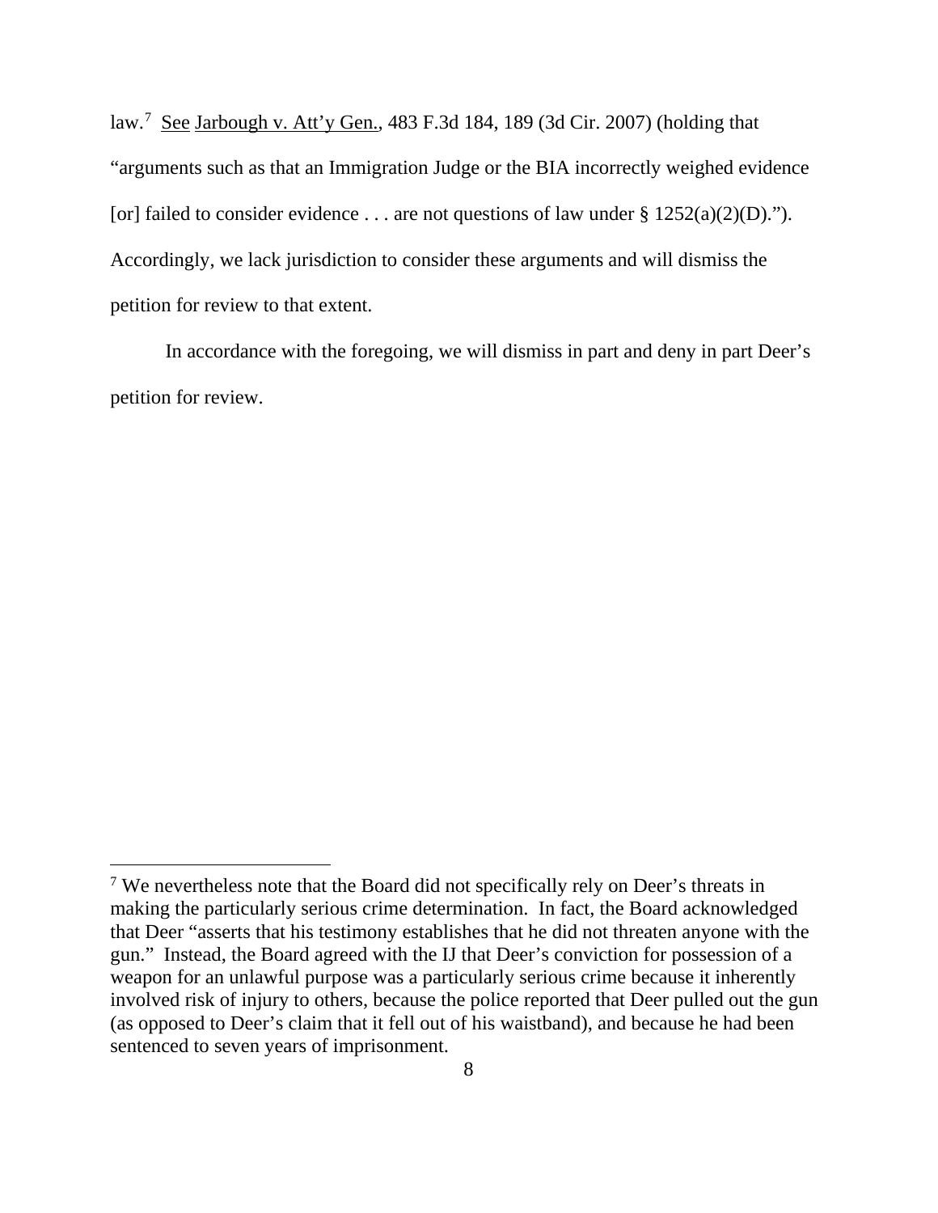law.[7] See Jarbough v. Att'y Gen., 483 F.3d 184, 189 (3d Cir. 2007) (holding that "arguments such as that an Immigration Judge or the BIA incorrectly weighed evidence [or] failed to consider evidence . . . are not questions of law under § 1252(a)(2)(D)."). Accordingly, we lack jurisdiction to consider these arguments and will dismiss the petition for review to that extent.

In accordance with the foregoing, we will dismiss in part and deny in part Deer's petition for review.

---

[7] We nevertheless note that the Board did not specifically rely on Deer's threats in making the particularly serious crime determination. In fact, the Board acknowledged that Deer "asserts that his testimony establishes that he did not threaten anyone with the gun." Instead, the Board agreed with the IJ that Deer's conviction for possession of a weapon for an unlawful purpose was a particularly serious crime because it inherently involved risk of injury to others, because the police reported that Deer pulled out the gun (as opposed to Deer's claim that it fell out of his waistband), and because he had been sentenced to seven years of imprisonment.